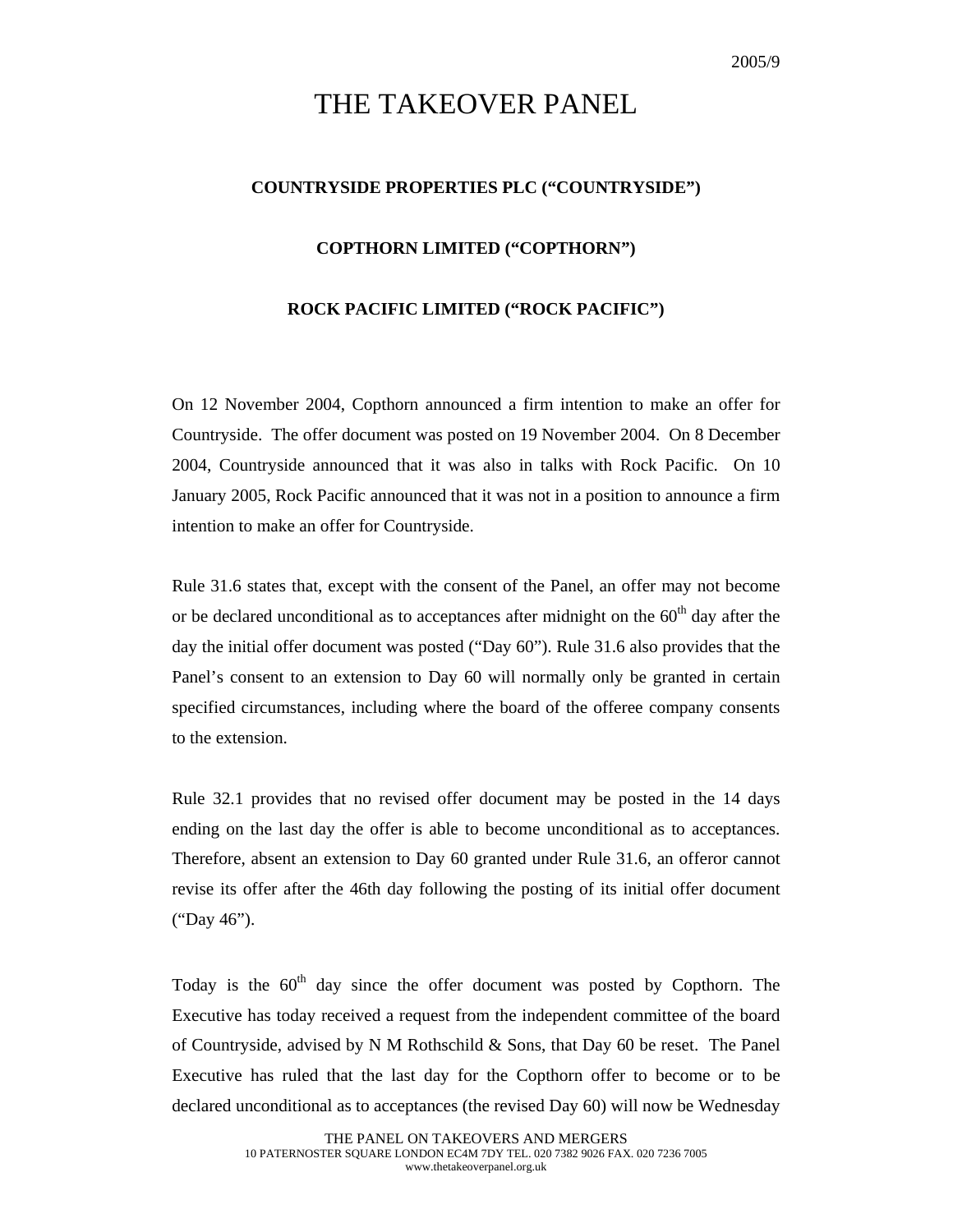2005/9

# THE TAKEOVER PANEL

**COUNTRYSIDE PROPERTIES PLC ("COUNTRYSIDE")**

**COPTHORN LIMITED ("COPTHORN")**

**ROCK PACIFIC LIMITED ("ROCK PACIFIC")**

On 12 November 2004, Copthorn announced a firm intention to make an offer for Countryside. The offer document was posted on 19 November 2004. On 8 December 2004, Countryside announced that it was also in talks with Rock Pacific. On 10 January 2005, Rock Pacific announced that it was not in a position to announce a firm intention to make an offer for Countryside.

Rule 31.6 states that, except with the consent of the Panel, an offer may not become or be declared unconditional as to acceptances after midnight on the 60th day after the day the initial offer document was posted ("Day 60"). Rule 31.6 also provides that the Panel's consent to an extension to Day 60 will normally only be granted in certain specified circumstances, including where the board of the offeree company consents to the extension.

Rule 32.1 provides that no revised offer document may be posted in the 14 days ending on the last day the offer is able to become unconditional as to acceptances. Therefore, absent an extension to Day 60 granted under Rule 31.6, an offeror cannot revise its offer after the 46th day following the posting of its initial offer document ("Day 46").

Today is the 60th day since the offer document was posted by Copthorn. The Executive has today received a request from the independent committee of the board of Countryside, advised by N M Rothschild & Sons, that Day 60 be reset. The Panel Executive has ruled that the last day for the Copthorn offer to become or to be declared unconditional as to acceptances (the revised Day 60) will now be Wednesday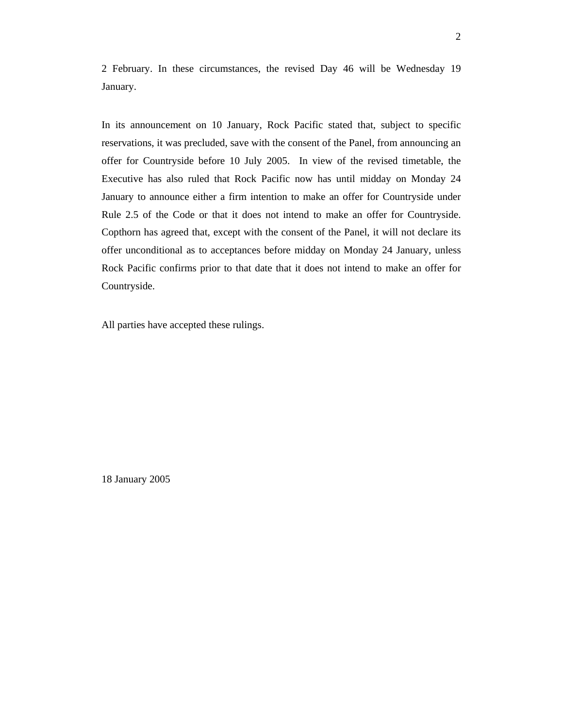2 February. In these circumstances, the revised Day 46 will be Wednesday 19 January.

In its announcement on 10 January, Rock Pacific stated that, subject to specific reservations, it was precluded, save with the consent of the Panel, from announcing an offer for Countryside before 10 July 2005. In view of the revised timetable, the Executive has also ruled that Rock Pacific now has until midday on Monday 24 January to announce either a firm intention to make an offer for Countryside under Rule 2.5 of the Code or that it does not intend to make an offer for Countryside. Copthorn has agreed that, except with the consent of the Panel, it will not declare its offer unconditional as to acceptances before midday on Monday 24 January, unless Rock Pacific confirms prior to that date that it does not intend to make an offer for Countryside.

All parties have accepted these rulings.

18 January 2005